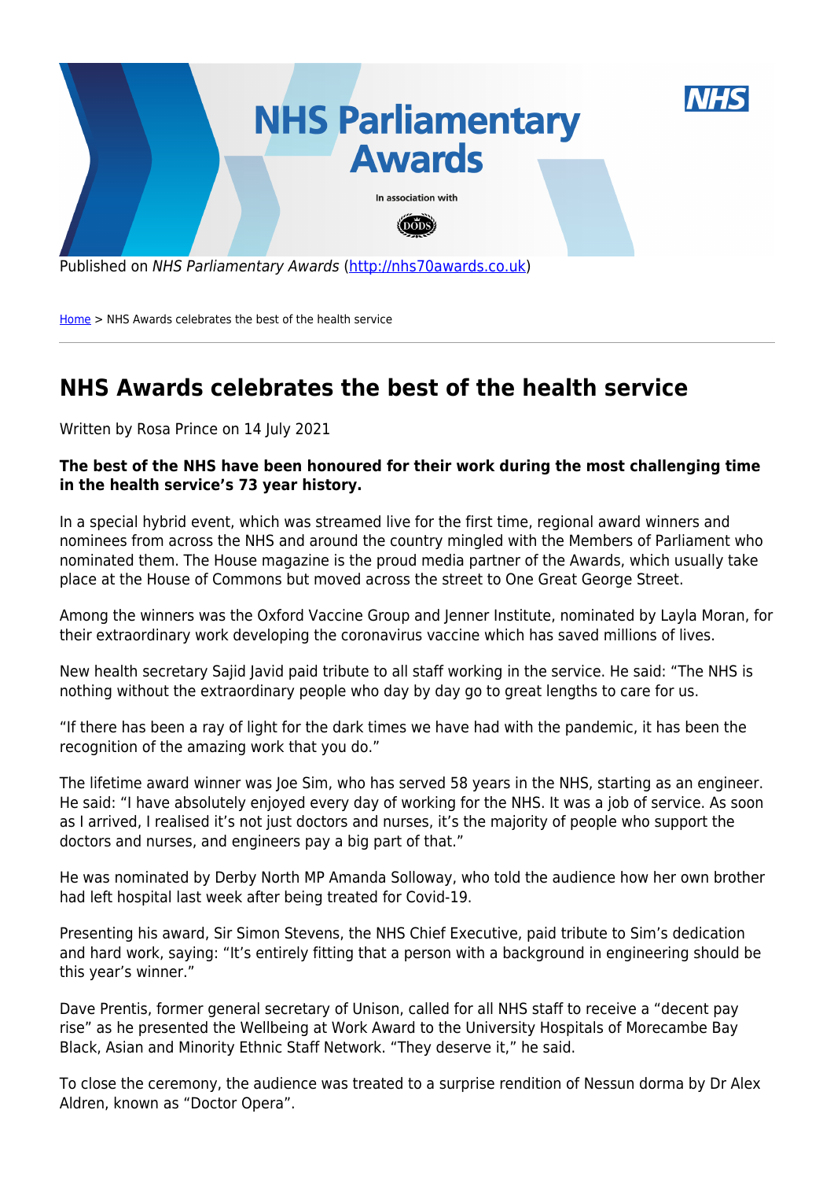Published on *NHS Parliamentary Awards* (http://nhs70awards.co.uk)

Home > NHS Awards celebrates the best of the health service

# NHS Awards celebrates the best of the health service

Written by Rosa Prince on 14 July 2021

**The best of the NHS have been honoured for their work during the most challenging time in the health service's 73 year history.**

In a special hybrid event, which was streamed live for the first time, regional award winners and nominees from across the NHS and around the country mingled with the Members of Parliament who nominated them. The House magazine is the proud media partner of the Awards, which usually take place at the House of Commons but moved across the street to One Great George Street.

Among the winners was the Oxford Vaccine Group and Jenner Institute, nominated by Layla Moran, for their extraordinary work developing the coronavirus vaccine which has saved millions of lives.

New health secretary Sajid Javid paid tribute to all staff working in the service. He said: "The NHS is nothing without the extraordinary people who day by day go to great lengths to care for us.

"If there has been a ray of light for the dark times we have had with the pandemic, it has been the recognition of the amazing work that you do."

The lifetime award winner was Joe Sim, who has served 58 years in the NHS, starting as an engineer. He said: "I have absolutely enjoyed every day of working for the NHS. It was a job of service. As soon as I arrived, I realised it's not just doctors and nurses, it's the majority of people who support the doctors and nurses, and engineers pay a big part of that."

He was nominated by Derby North MP Amanda Solloway, who told the audience how her own brother had left hospital last week after being treated for Covid-19.

Presenting his award, Sir Simon Stevens, the NHS Chief Executive, paid tribute to Sim's dedication and hard work, saying: "It's entirely fitting that a person with a background in engineering should be this year's winner."

Dave Prentis, former general secretary of Unison, called for all NHS staff to receive a "decent pay rise" as he presented the Wellbeing at Work Award to the University Hospitals of Morecambe Bay Black, Asian and Minority Ethnic Staff Network. "They deserve it," he said.

To close the ceremony, the audience was treated to a surprise rendition of Nessun dorma by Dr Alex Aldren, known as "Doctor Opera".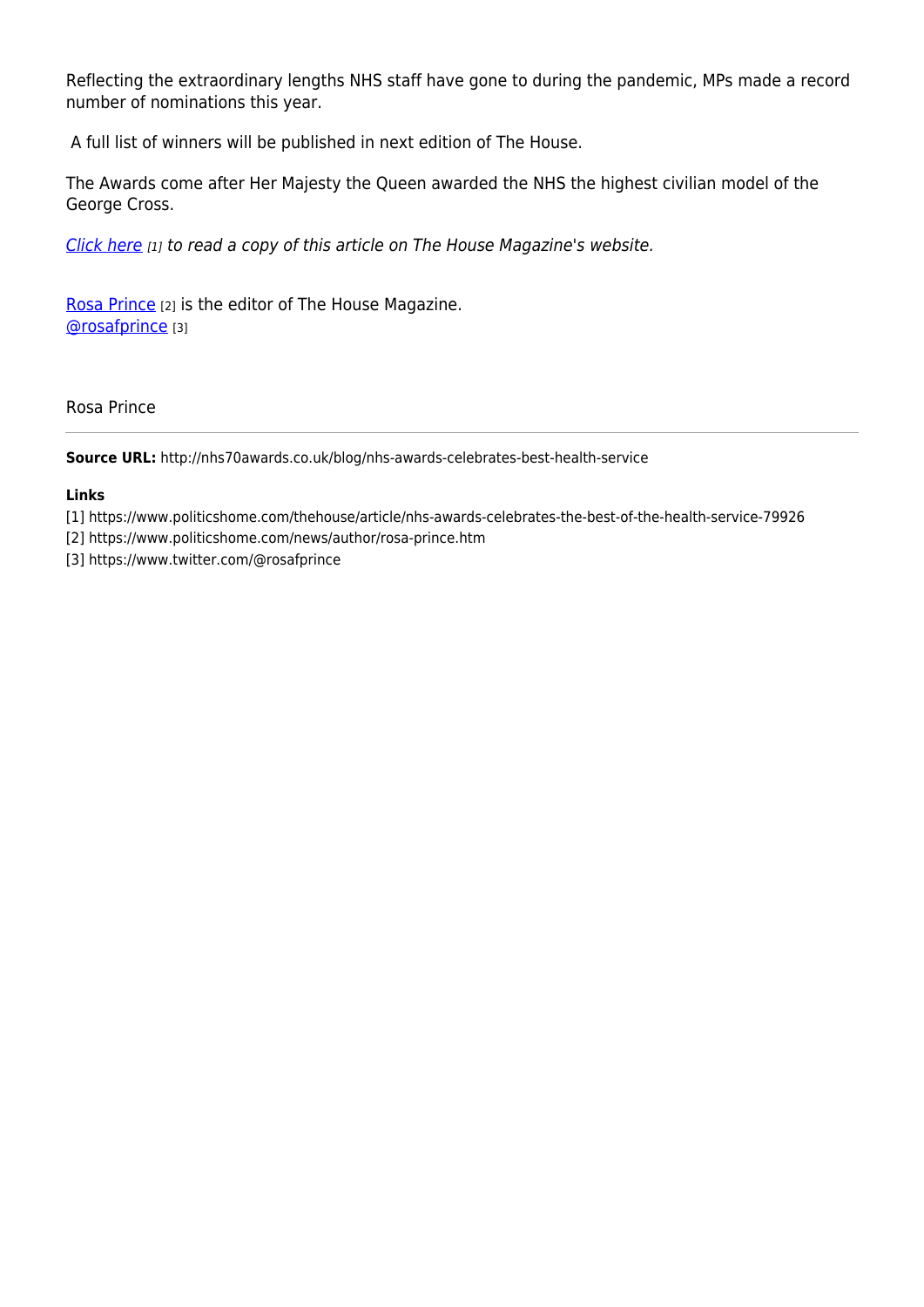Reflecting the extraordinary lengths NHS staff have gone to during the pandemic, MPs made a record number of nominations this year.

A full list of winners will be published in next edition of The House.

The Awards come after Her Majesty the Queen awarded the NHS the highest civilian model of the George Cross.

*Click here [1] to read a copy of this article on The House Magazine's website.*

Rosa Prince [2] is the editor of The House Magazine.
@rosafprince [3]

Rosa Prince

---

**Source URL:** http://nhs70awards.co.uk/blog/nhs-awards-celebrates-best-health-service

**Links**

[1] https://www.politicshome.com/thehouse/article/nhs-awards-celebrates-the-best-of-the-health-service-79926
[2] https://www.politicshome.com/news/author/rosa-prince.htm
[3] https://www.twitter.com/@rosafprince